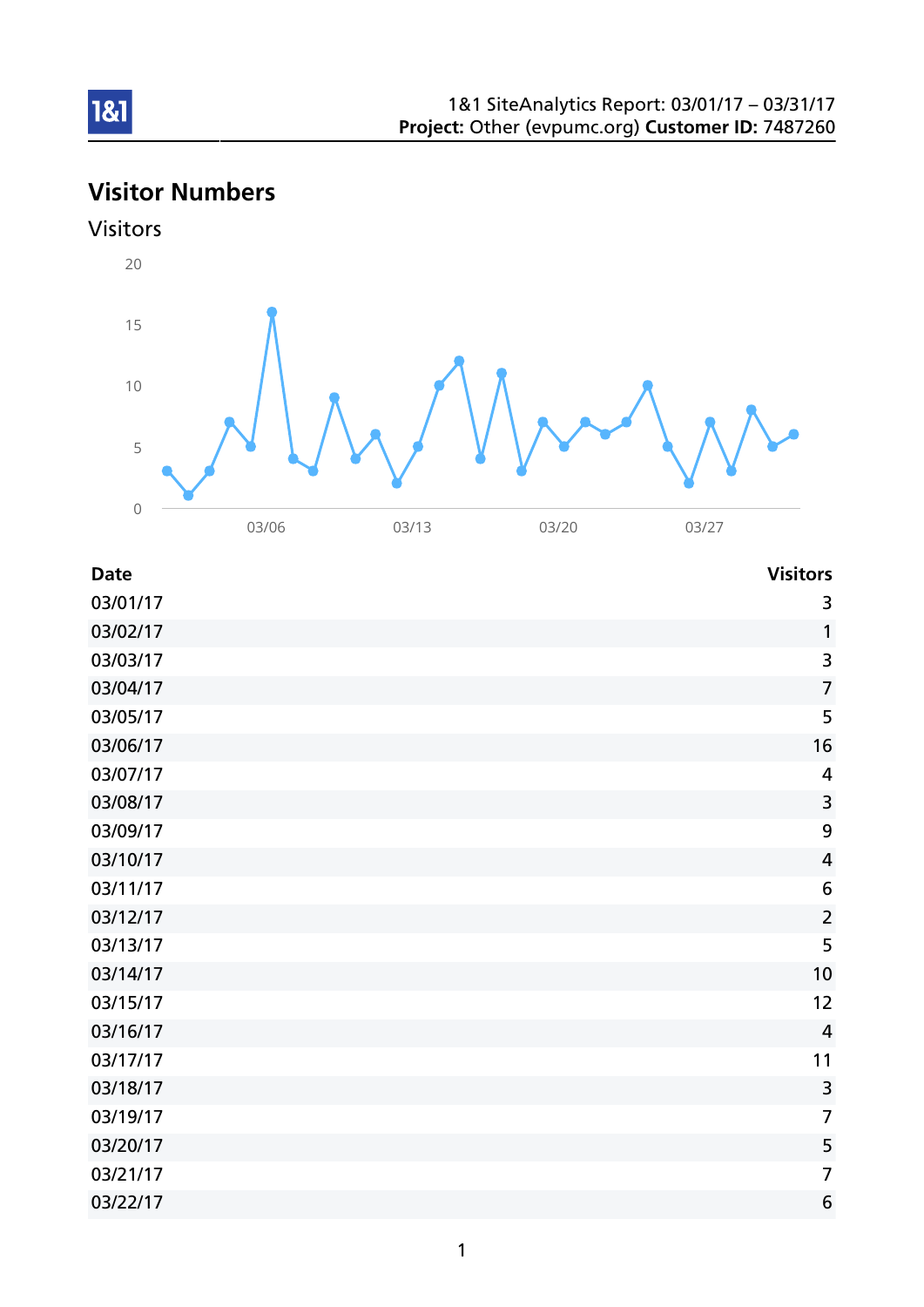1&1 SiteAnalytics Report: 03/01/17 – 03/31/17
**Project:** Other (evpumc.org) **Customer ID:** 7487260

# Visitor Numbers

## Visitors

| Date | Visitors |
|---|---|
| 03/01/17 | 3 |
| 03/02/17 | 1 |
| 03/03/17 | 3 |
| 03/04/17 | 7 |
| 03/05/17 | 5 |
| 03/06/17 | 16 |
| 03/07/17 | 4 |
| 03/08/17 | 3 |
| 03/09/17 | 9 |
| 03/10/17 | 4 |
| 03/11/17 | 6 |
| 03/12/17 | 2 |
| 03/13/17 | 5 |
| 03/14/17 | 10 |
| 03/15/17 | 12 |
| 03/16/17 | 4 |
| 03/17/17 | 11 |
| 03/18/17 | 3 |
| 03/19/17 | 7 |
| 03/20/17 | 5 |
| 03/21/17 | 7 |
| 03/22/17 | 6 |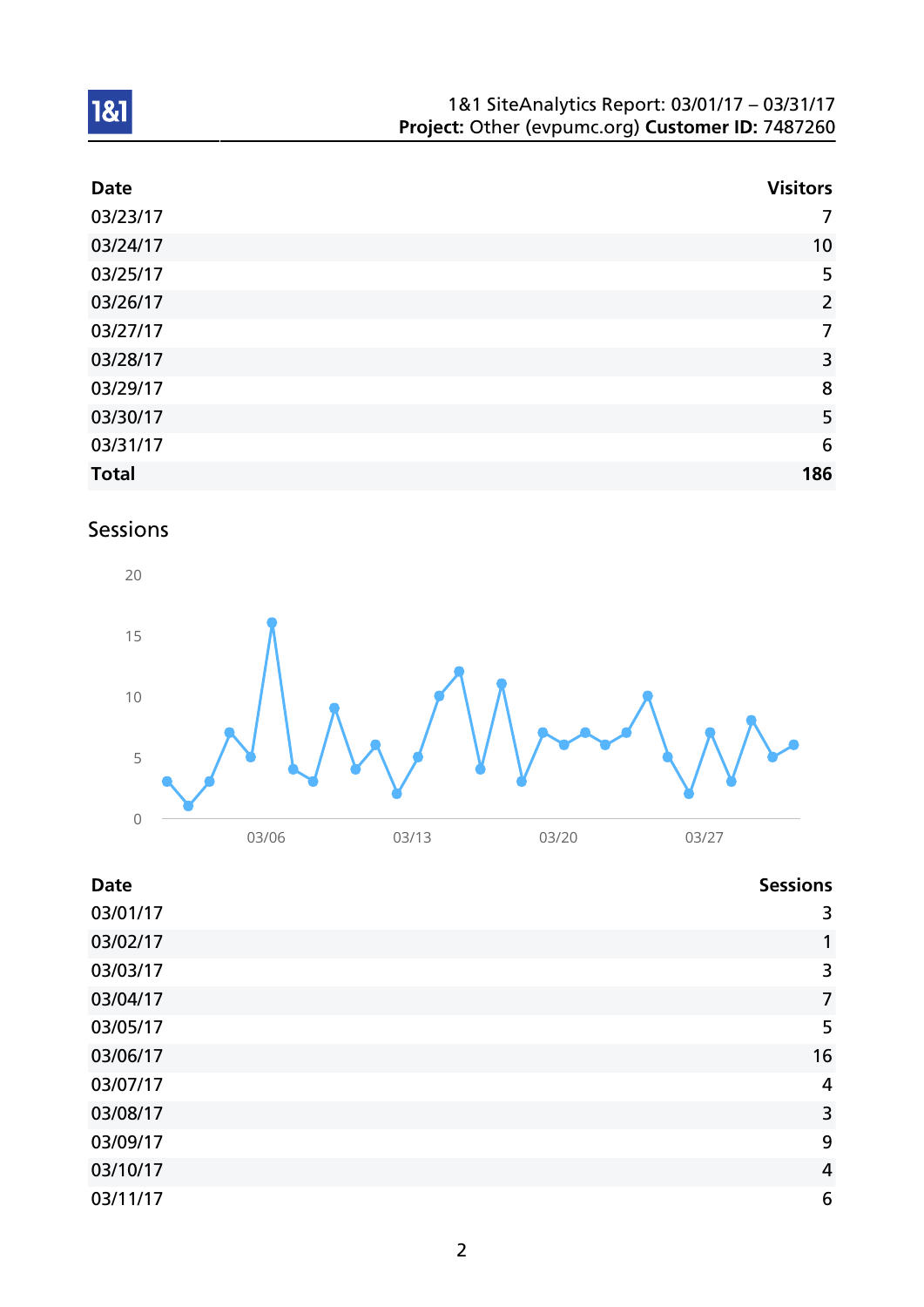| Date | Visitors |
|---|---|
| 03/23/17 | 7 |
| 03/24/17 | 10 |
| 03/25/17 | 5 |
| 03/26/17 | 2 |
| 03/27/17 | 7 |
| 03/28/17 | 3 |
| 03/29/17 | 8 |
| 03/30/17 | 5 |
| 03/31/17 | 6 |
| **Total** | **186** |

## Sessions

| Date | Sessions |
|---|---|
| 03/01/17 | 3 |
| 03/02/17 | 1 |
| 03/03/17 | 3 |
| 03/04/17 | 7 |
| 03/05/17 | 5 |
| 03/06/17 | 16 |
| 03/07/17 | 4 |
| 03/08/17 | 3 |
| 03/09/17 | 9 |
| 03/10/17 | 4 |
| 03/11/17 | 6 |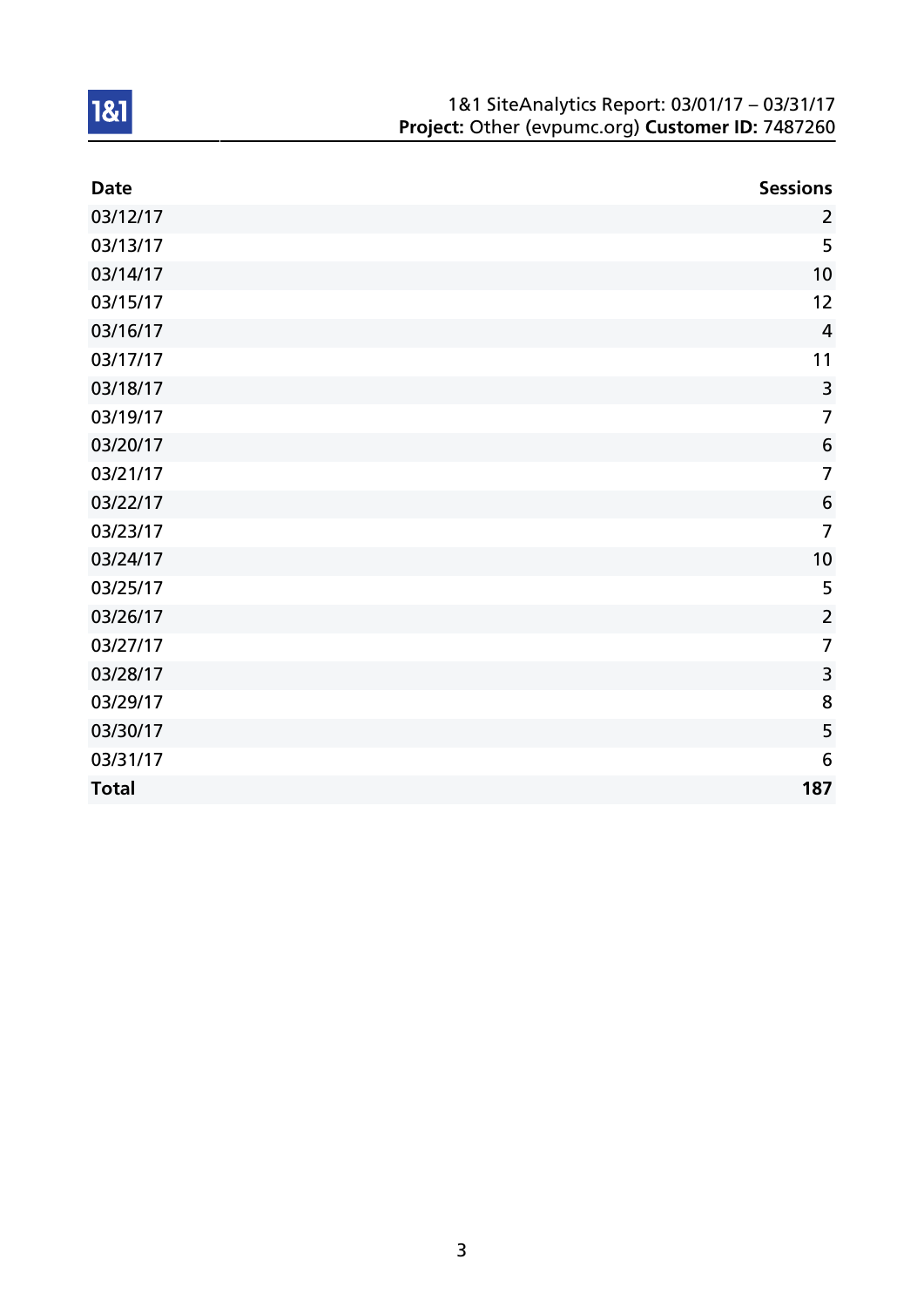| Date | Sessions |
|---|---:|
| 03/12/17 | 2 |
| 03/13/17 | 5 |
| 03/14/17 | 10 |
| 03/15/17 | 12 |
| 03/16/17 | 4 |
| 03/17/17 | 11 |
| 03/18/17 | 3 |
| 03/19/17 | 7 |
| 03/20/17 | 6 |
| 03/21/17 | 7 |
| 03/22/17 | 6 |
| 03/23/17 | 7 |
| 03/24/17 | 10 |
| 03/25/17 | 5 |
| 03/26/17 | 2 |
| 03/27/17 | 7 |
| 03/28/17 | 3 |
| 03/29/17 | 8 |
| 03/30/17 | 5 |
| 03/31/17 | 6 |
| **Total** | **187** |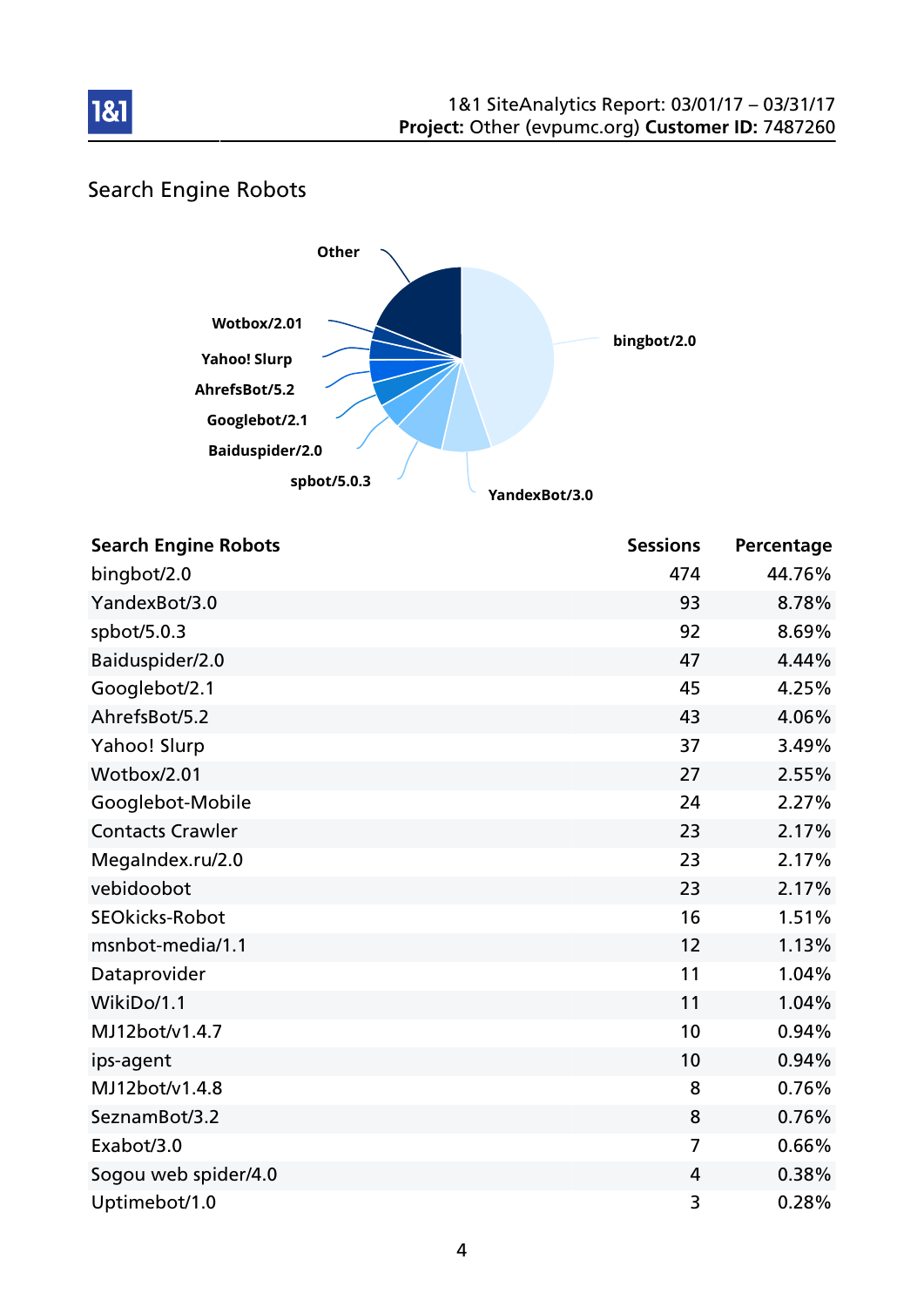## Search Engine Robots

| Search Engine Robots | Sessions | Percentage |
|---|---|---|
| bingbot/2.0 | 474 | 44.76% |
| YandexBot/3.0 | 93 | 8.78% |
| spbot/5.0.3 | 92 | 8.69% |
| Baiduspider/2.0 | 47 | 4.44% |
| Googlebot/2.1 | 45 | 4.25% |
| AhrefsBot/5.2 | 43 | 4.06% |
| Yahoo! Slurp | 37 | 3.49% |
| Wotbox/2.01 | 27 | 2.55% |
| Googlebot-Mobile | 24 | 2.27% |
| Contacts Crawler | 23 | 2.17% |
| MegaIndex.ru/2.0 | 23 | 2.17% |
| vebidoobot | 23 | 2.17% |
| SEOkicks-Robot | 16 | 1.51% |
| msnbot-media/1.1 | 12 | 1.13% |
| Dataprovider | 11 | 1.04% |
| WikiDo/1.1 | 11 | 1.04% |
| MJ12bot/v1.4.7 | 10 | 0.94% |
| ips-agent | 10 | 0.94% |
| MJ12bot/v1.4.8 | 8 | 0.76% |
| SeznamBot/3.2 | 8 | 0.76% |
| Exabot/3.0 | 7 | 0.66% |
| Sogou web spider/4.0 | 4 | 0.38% |
| Uptimebot/1.0 | 3 | 0.28% |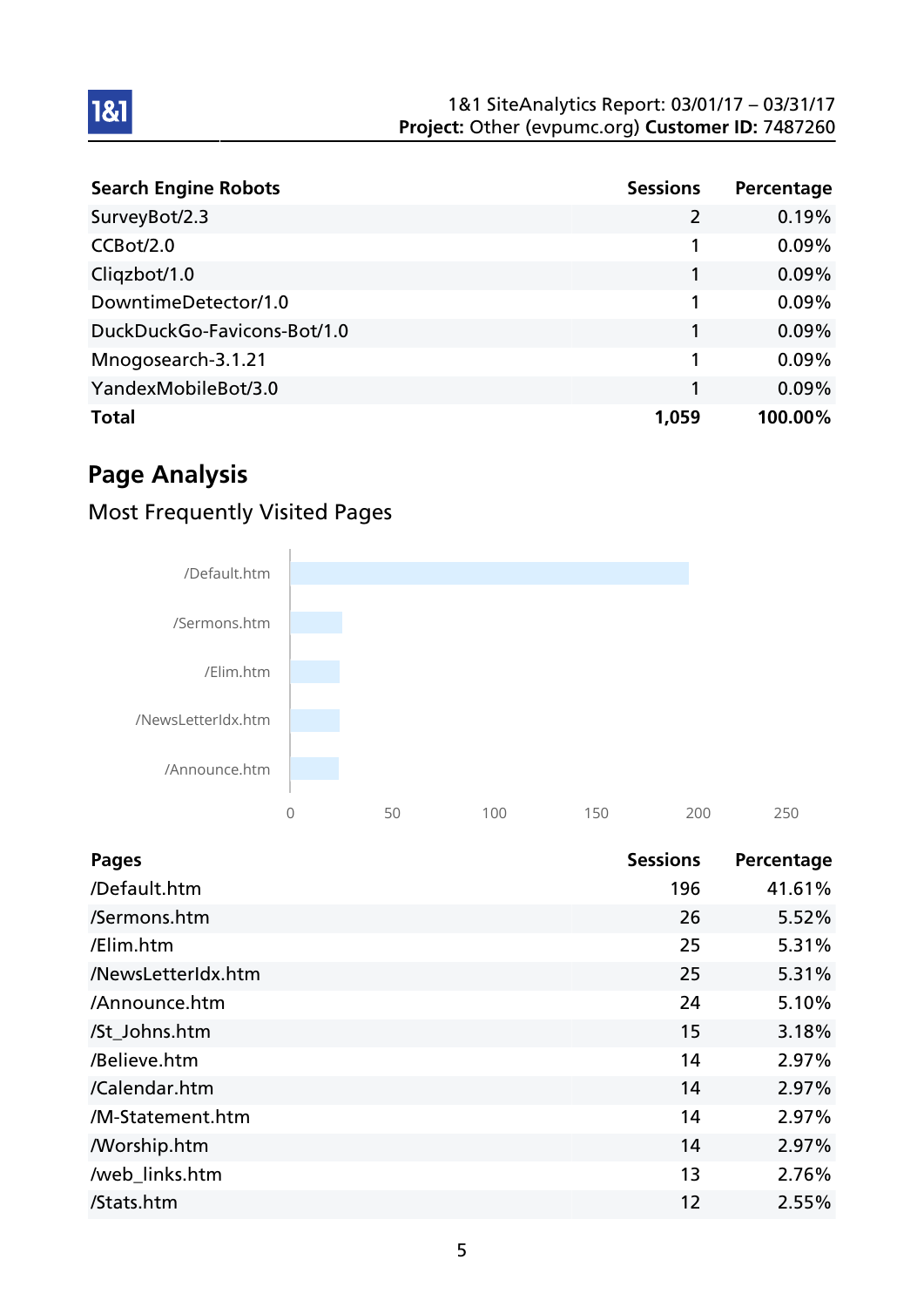| Search Engine Robots | Sessions | Percentage |
| --- | ---: | ---: |
| SurveyBot/2.3 | 2 | 0.19% |
| CCBot/2.0 | 1 | 0.09% |
| Cliqzbot/1.0 | 1 | 0.09% |
| DowntimeDetector/1.0 | 1 | 0.09% |
| DuckDuckGo-Favicons-Bot/1.0 | 1 | 0.09% |
| Mnogosearch-3.1.21 | 1 | 0.09% |
| YandexMobileBot/3.0 | 1 | 0.09% |
| **Total** | **1,059** | **100.00%** |

## Page Analysis

### Most Frequently Visited Pages

| Pages | Sessions | Percentage |
| --- | ---: | ---: |
| /Default.htm | 196 | 41.61% |
| /Sermons.htm | 26 | 5.52% |
| /Elim.htm | 25 | 5.31% |
| /NewsLetterIdx.htm | 25 | 5.31% |
| /Announce.htm | 24 | 5.10% |
| /St_Johns.htm | 15 | 3.18% |
| /Believe.htm | 14 | 2.97% |
| /Calendar.htm | 14 | 2.97% |
| /M-Statement.htm | 14 | 2.97% |
| /Worship.htm | 14 | 2.97% |
| /web_links.htm | 13 | 2.76% |
| /Stats.htm | 12 | 2.55% |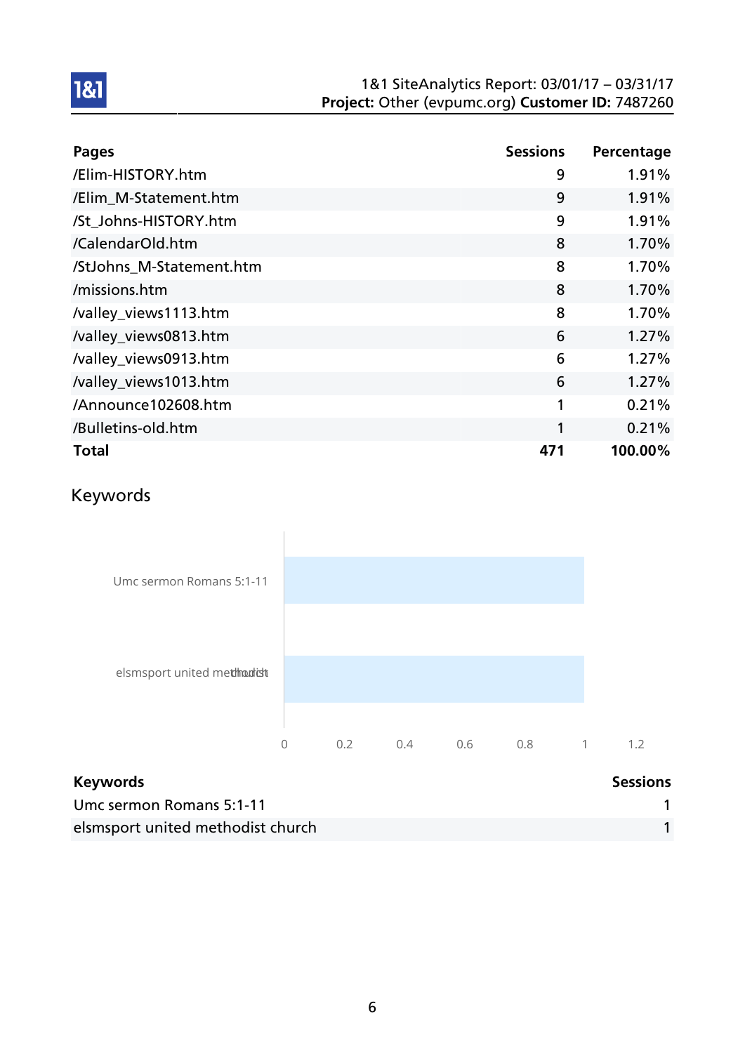| Pages | Sessions | Percentage |
|---|---|---|
| /Elim-HISTORY.htm | 9 | 1.91% |
| /Elim_M-Statement.htm | 9 | 1.91% |
| /St_Johns-HISTORY.htm | 9 | 1.91% |
| /CalendarOld.htm | 8 | 1.70% |
| /StJohns_M-Statement.htm | 8 | 1.70% |
| /missions.htm | 8 | 1.70% |
| /valley_views1113.htm | 8 | 1.70% |
| /valley_views0813.htm | 6 | 1.27% |
| /valley_views0913.htm | 6 | 1.27% |
| /valley_views1013.htm | 6 | 1.27% |
| /Announce102608.htm | 1 | 0.21% |
| /Bulletins-old.htm | 1 | 0.21% |
| **Total** | **471** | **100.00%** |

## Keywords

| Keywords | Sessions |
|---|---|
| Umc sermon Romans 5:1-11 | 1 |
| elsmsport united methodist church | 1 |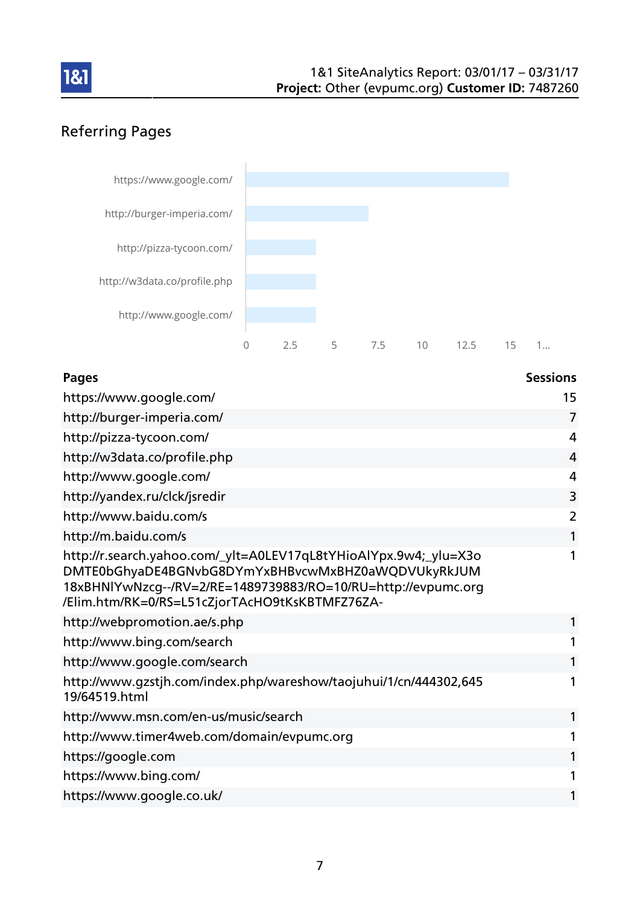## Referring Pages

| Pages | Sessions |
|---|---|
| https://www.google.com/ | 15 |
| http://burger-imperia.com/ | 7 |
| http://pizza-tycoon.com/ | 4 |
| http://w3data.co/profile.php | 4 |
| http://www.google.com/ | 4 |
| http://yandex.ru/clck/jsredir | 3 |
| http://www.baidu.com/s | 2 |
| http://m.baidu.com/s | 1 |
| http://r.search.yahoo.com/_ylt=A0LEV17qL8tYHioAlYpx.9w4;_ylu=X3oDMTE0bGhyaDE4BGNvbG8DYmYxBHBvcwMxBHZ0aWQDVUkyRkJUM18xBHNlYwNzcg--/RV=2/RE=1489739883/RO=10/RU=http://evpumc.org/Elim.htm/RK=0/RS=L51cZjorTAcHO9tKsKBTMFZ76ZA- | 1 |
| http://webpromotion.ae/s.php | 1 |
| http://www.bing.com/search | 1 |
| http://www.google.com/search | 1 |
| http://www.gzstjh.com/index.php/wareshow/taojuhui/1/cn/444302,64519/64519.html | 1 |
| http://www.msn.com/en-us/music/search | 1 |
| http://www.timer4web.com/domain/evpumc.org | 1 |
| https://google.com | 1 |
| https://www.bing.com/ | 1 |
| https://www.google.co.uk/ | 1 |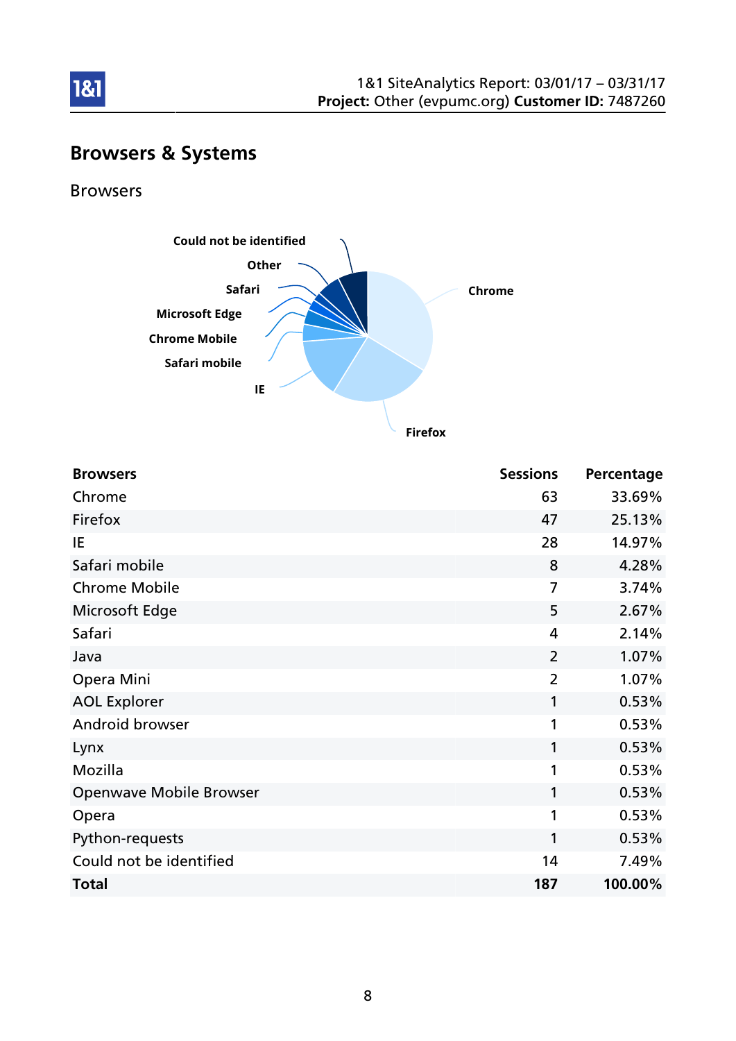# Browsers & Systems

## Browsers

| Browsers | Sessions | Percentage |
|---|---|---|
| Chrome | 63 | 33.69% |
| Firefox | 47 | 25.13% |
| IE | 28 | 14.97% |
| Safari mobile | 8 | 4.28% |
| Chrome Mobile | 7 | 3.74% |
| Microsoft Edge | 5 | 2.67% |
| Safari | 4 | 2.14% |
| Java | 2 | 1.07% |
| Opera Mini | 2 | 1.07% |
| AOL Explorer | 1 | 0.53% |
| Android browser | 1 | 0.53% |
| Lynx | 1 | 0.53% |
| Mozilla | 1 | 0.53% |
| Openwave Mobile Browser | 1 | 0.53% |
| Opera | 1 | 0.53% |
| Python-requests | 1 | 0.53% |
| Could not be identified | 14 | 7.49% |
| **Total** | **187** | **100.00%** |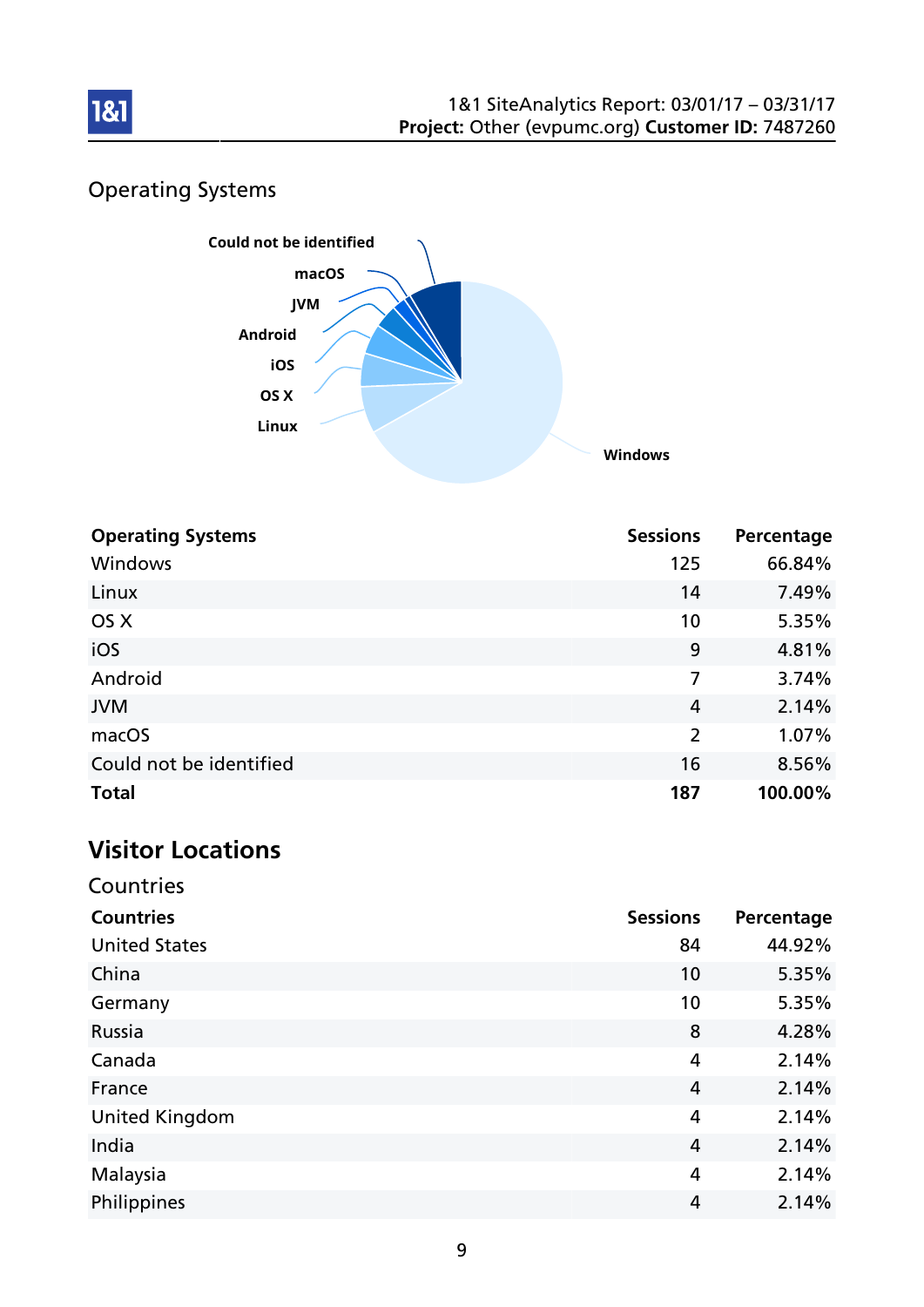## Operating Systems

| Operating Systems | Sessions | Percentage |
|---|---|---|
| Windows | 125 | 66.84% |
| Linux | 14 | 7.49% |
| OS X | 10 | 5.35% |
| iOS | 9 | 4.81% |
| Android | 7 | 3.74% |
| JVM | 4 | 2.14% |
| macOS | 2 | 1.07% |
| Could not be identified | 16 | 8.56% |
| **Total** | **187** | **100.00%** |

# Visitor Locations

## Countries

| Countries | Sessions | Percentage |
|---|---|---|
| United States | 84 | 44.92% |
| China | 10 | 5.35% |
| Germany | 10 | 5.35% |
| Russia | 8 | 4.28% |
| Canada | 4 | 2.14% |
| France | 4 | 2.14% |
| United Kingdom | 4 | 2.14% |
| India | 4 | 2.14% |
| Malaysia | 4 | 2.14% |
| Philippines | 4 | 2.14% |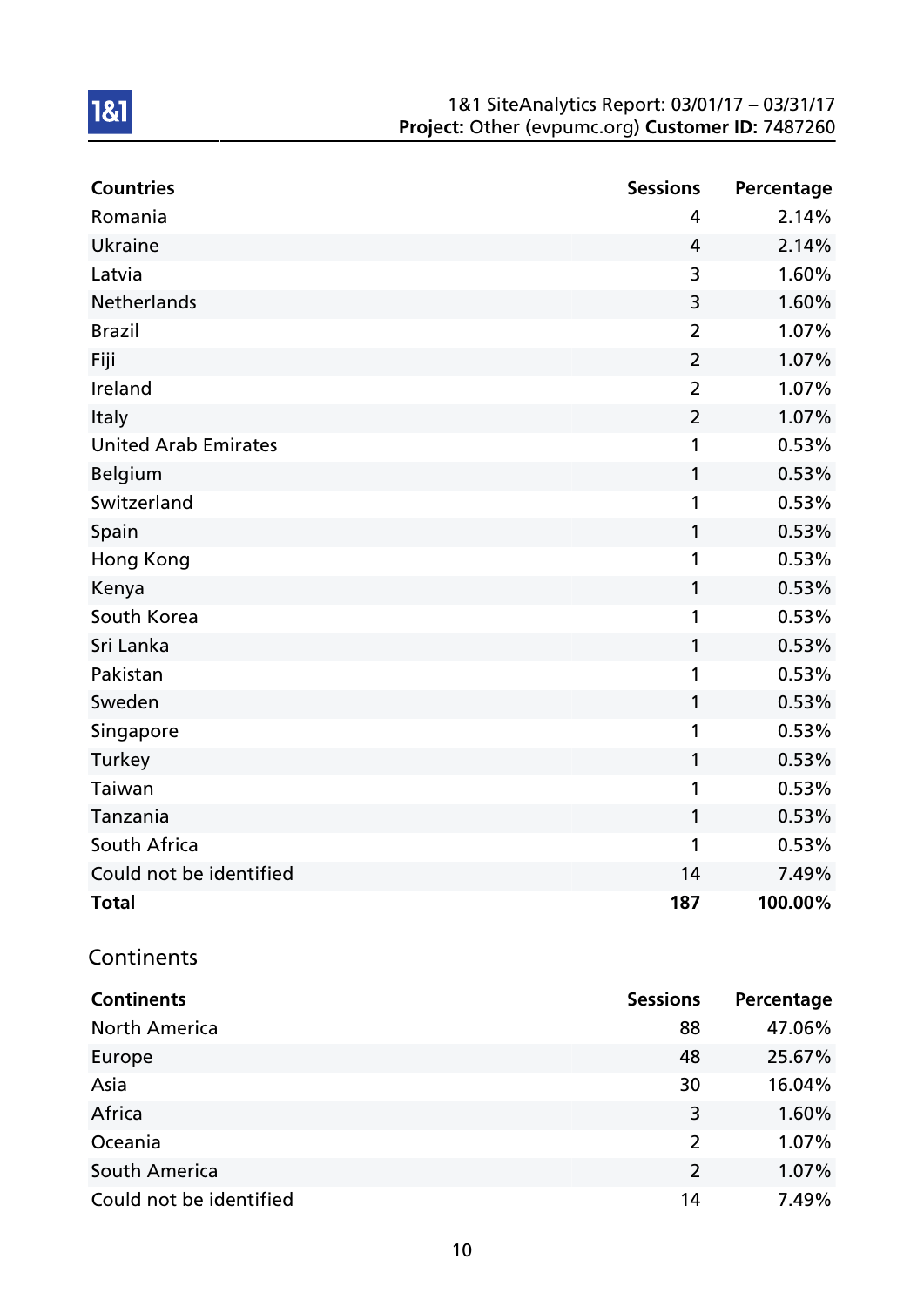| Countries | Sessions | Percentage |
|---|---|---|
| Romania | 4 | 2.14% |
| Ukraine | 4 | 2.14% |
| Latvia | 3 | 1.60% |
| Netherlands | 3 | 1.60% |
| Brazil | 2 | 1.07% |
| Fiji | 2 | 1.07% |
| Ireland | 2 | 1.07% |
| Italy | 2 | 1.07% |
| United Arab Emirates | 1 | 0.53% |
| Belgium | 1 | 0.53% |
| Switzerland | 1 | 0.53% |
| Spain | 1 | 0.53% |
| Hong Kong | 1 | 0.53% |
| Kenya | 1 | 0.53% |
| South Korea | 1 | 0.53% |
| Sri Lanka | 1 | 0.53% |
| Pakistan | 1 | 0.53% |
| Sweden | 1 | 0.53% |
| Singapore | 1 | 0.53% |
| Turkey | 1 | 0.53% |
| Taiwan | 1 | 0.53% |
| Tanzania | 1 | 0.53% |
| South Africa | 1 | 0.53% |
| Could not be identified | 14 | 7.49% |
| **Total** | **187** | **100.00%** |

## Continents

| Continents | Sessions | Percentage |
|---|---|---|
| North America | 88 | 47.06% |
| Europe | 48 | 25.67% |
| Asia | 30 | 16.04% |
| Africa | 3 | 1.60% |
| Oceania | 2 | 1.07% |
| South America | 2 | 1.07% |
| Could not be identified | 14 | 7.49% |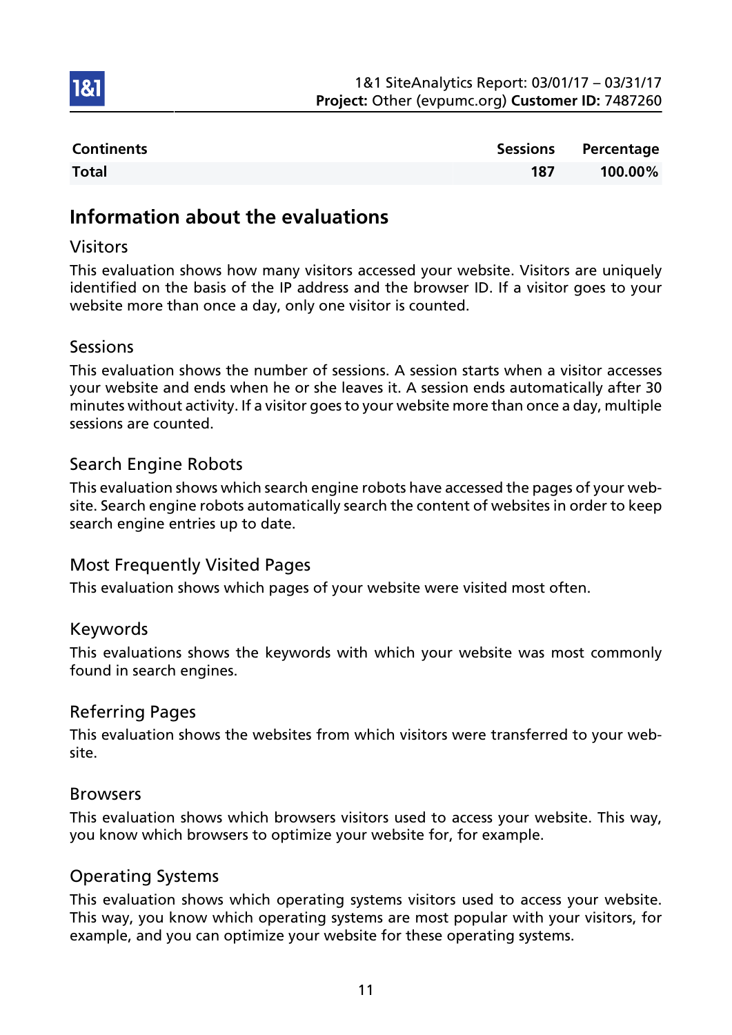| Continents | Sessions | Percentage |
|---|---|---|
| **Total** | **187** | **100.00%** |

## Information about the evaluations

### Visitors

This evaluation shows how many visitors accessed your website. Visitors are uniquely identified on the basis of the IP address and the browser ID. If a visitor goes to your website more than once a day, only one visitor is counted.

### Sessions

This evaluation shows the number of sessions. A session starts when a visitor accesses your website and ends when he or she leaves it. A session ends automatically after 30 minutes without activity. If a visitor goes to your website more than once a day, multiple sessions are counted.

### Search Engine Robots

This evaluation shows which search engine robots have accessed the pages of your website. Search engine robots automatically search the content of websites in order to keep search engine entries up to date.

### Most Frequently Visited Pages

This evaluation shows which pages of your website were visited most often.

### Keywords

This evaluations shows the keywords with which your website was most commonly found in search engines.

### Referring Pages

This evaluation shows the websites from which visitors were transferred to your website.

### Browsers

This evaluation shows which browsers visitors used to access your website. This way, you know which browsers to optimize your website for, for example.

### Operating Systems

This evaluation shows which operating systems visitors used to access your website. This way, you know which operating systems are most popular with your visitors, for example, and you can optimize your website for these operating systems.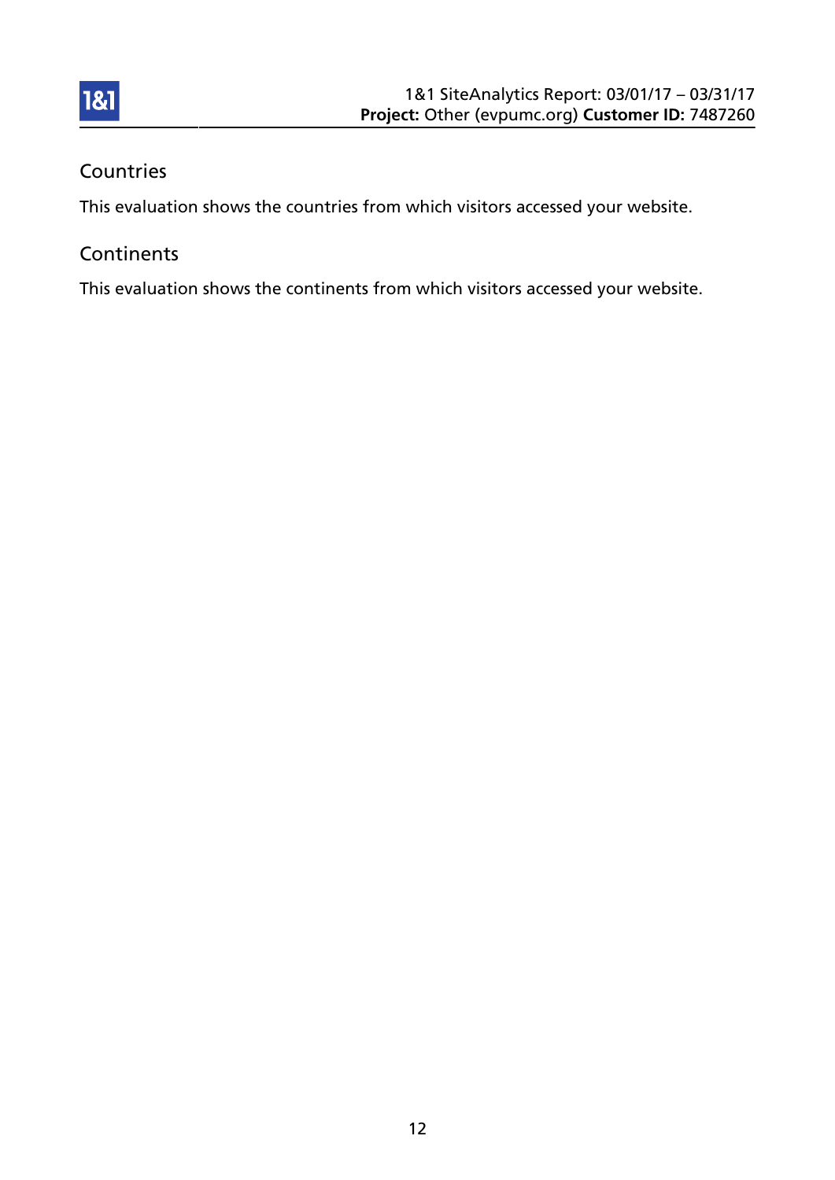## Countries

This evaluation shows the countries from which visitors accessed your website.

## Continents

This evaluation shows the continents from which visitors accessed your website.